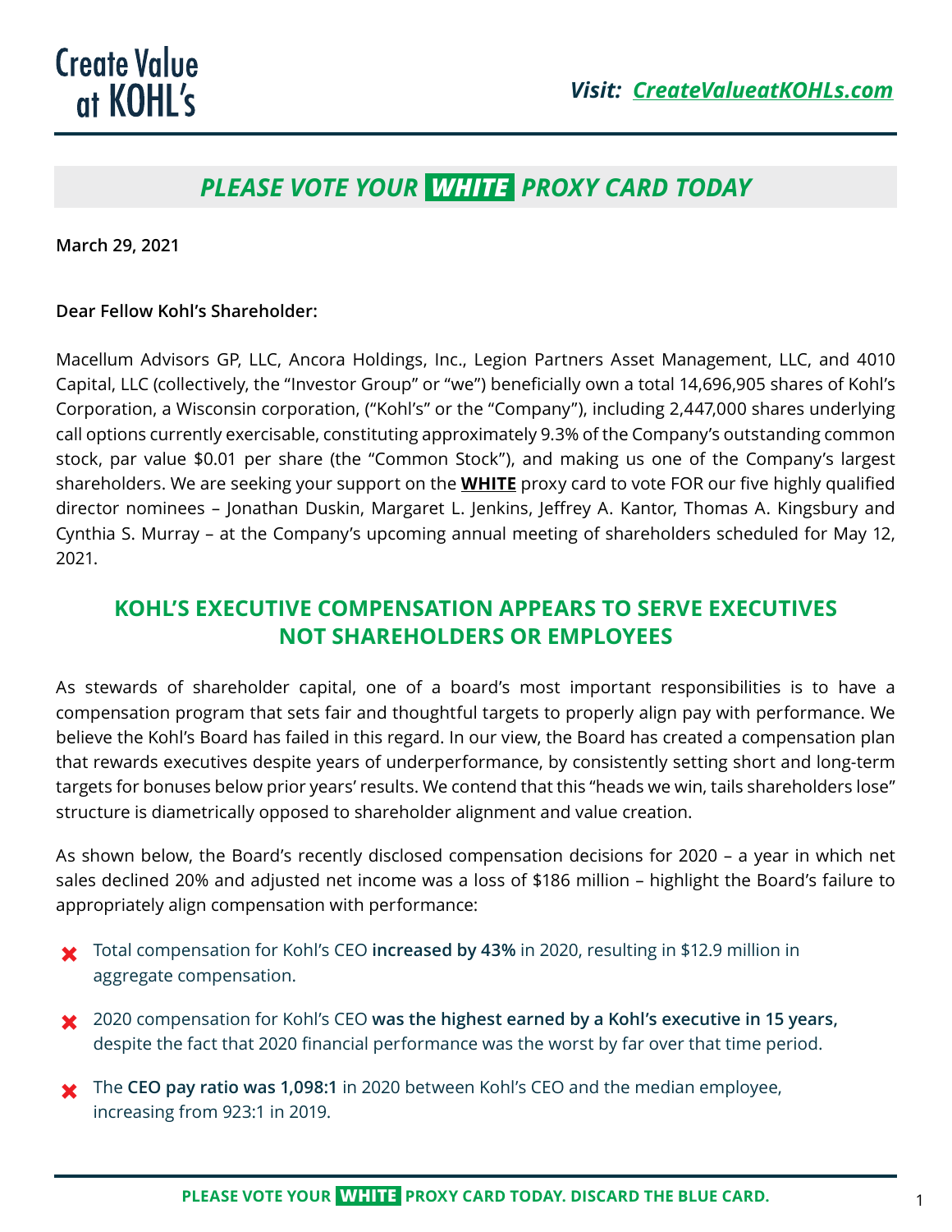**Create Value at KOHL's**

***Visit: CreateValueatKOHLs.com***

## *PLEASE VOTE YOUR WHITE PROXY CARD TODAY*

**March 29, 2021**

**Dear Fellow Kohl's Shareholder:**

Macellum Advisors GP, LLC, Ancora Holdings, Inc., Legion Partners Asset Management, LLC, and 4010 Capital, LLC (collectively, the "Investor Group" or "we") beneficially own a total 14,696,905 shares of Kohl's Corporation, a Wisconsin corporation, ("Kohl's" or the "Company"), including 2,447,000 shares underlying call options currently exercisable, constituting approximately 9.3% of the Company's outstanding common stock, par value $0.01 per share (the "Common Stock"), and making us one of the Company's largest shareholders. We are seeking your support on the **WHITE** proxy card to vote FOR our five highly qualified director nominees – Jonathan Duskin, Margaret L. Jenkins, Jeffrey A. Kantor, Thomas A. Kingsbury and Cynthia S. Murray – at the Company's upcoming annual meeting of shareholders scheduled for May 12, 2021.

## KOHL'S EXECUTIVE COMPENSATION APPEARS TO SERVE EXECUTIVES NOT SHAREHOLDERS OR EMPLOYEES

As stewards of shareholder capital, one of a board's most important responsibilities is to have a compensation program that sets fair and thoughtful targets to properly align pay with performance. We believe the Kohl's Board has failed in this regard. In our view, the Board has created a compensation plan that rewards executives despite years of underperformance, by consistently setting short and long-term targets for bonuses below prior years' results. We contend that this "heads we win, tails shareholders lose" structure is diametrically opposed to shareholder alignment and value creation.

As shown below, the Board's recently disclosed compensation decisions for 2020 – a year in which net sales declined 20% and adjusted net income was a loss of $186 million – highlight the Board's failure to appropriately align compensation with performance:

- ✖ Total compensation for Kohl's CEO **increased by 43%** in 2020, resulting in $12.9 million in aggregate compensation.
- ✖ 2020 compensation for Kohl's CEO **was the highest earned by a Kohl's executive in 15 years,** despite the fact that 2020 financial performance was the worst by far over that time period.
- ✖ The **CEO pay ratio was 1,098:1** in 2020 between Kohl's CEO and the median employee, increasing from 923:1 in 2019.

**PLEASE VOTE YOUR WHITE PROXY CARD TODAY. DISCARD THE BLUE CARD.**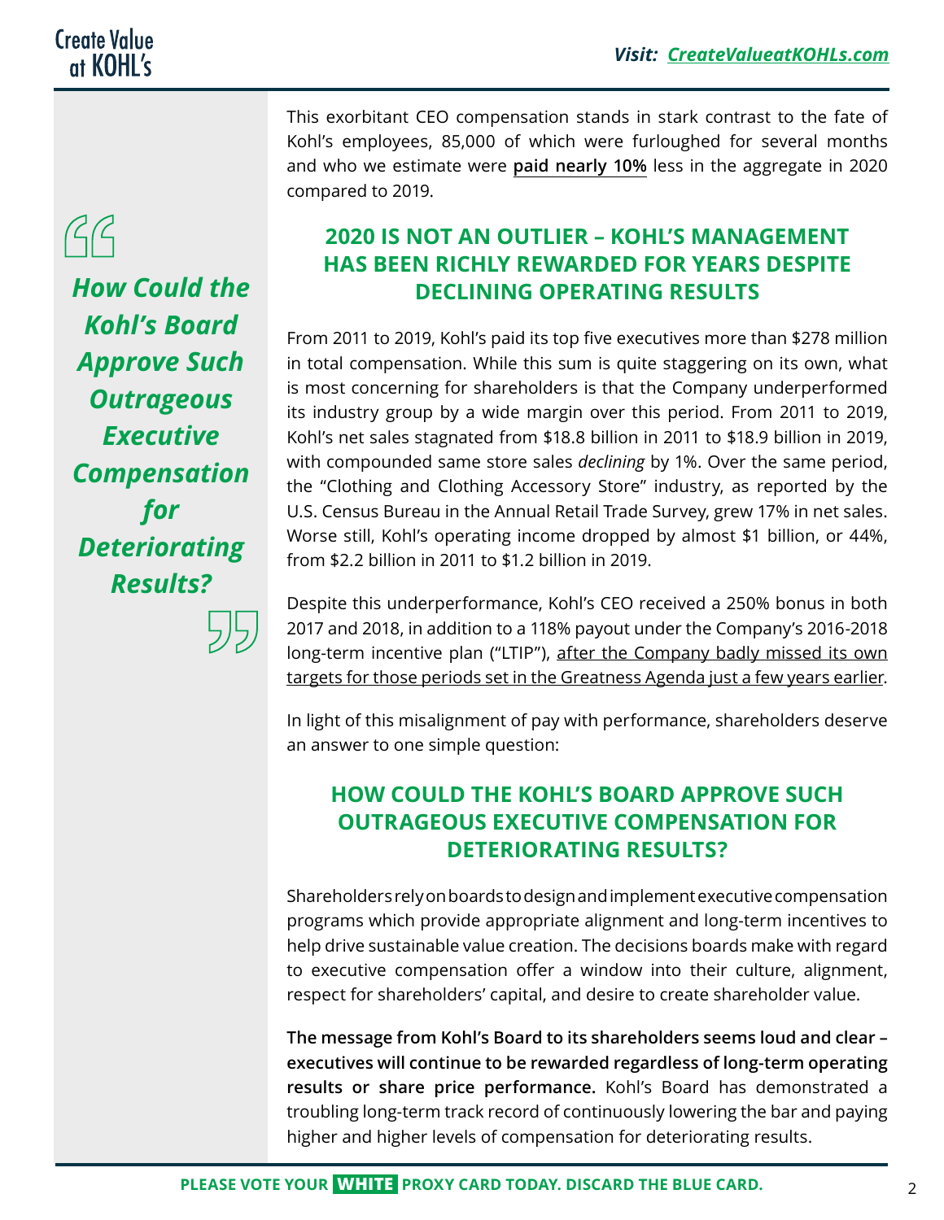This exorbitant CEO compensation stands in stark contrast to the fate of Kohl's employees, 85,000 of which were furloughed for several months and who we estimate were **paid nearly 10%** less in the aggregate in 2020 compared to 2019.

> ***How Could the Kohl's Board Approve Such Outrageous Executive Compensation for Deteriorating Results?***

## 2020 IS NOT AN OUTLIER – KOHL'S MANAGEMENT HAS BEEN RICHLY REWARDED FOR YEARS DESPITE DECLINING OPERATING RESULTS

From 2011 to 2019, Kohl's paid its top five executives more than $278 million in total compensation. While this sum is quite staggering on its own, what is most concerning for shareholders is that the Company underperformed its industry group by a wide margin over this period. From 2011 to 2019, Kohl's net sales stagnated from $18.8 billion in 2011 to $18.9 billion in 2019, with compounded same store sales *declining* by 1%. Over the same period, the "Clothing and Clothing Accessory Store" industry, as reported by the U.S. Census Bureau in the Annual Retail Trade Survey, grew 17% in net sales. Worse still, Kohl's operating income dropped by almost $1 billion, or 44%, from $2.2 billion in 2011 to $1.2 billion in 2019.

Despite this underperformance, Kohl's CEO received a 250% bonus in both 2017 and 2018, in addition to a 118% payout under the Company's 2016-2018 long-term incentive plan ("LTIP"), after the Company badly missed its own targets for those periods set in the Greatness Agenda just a few years earlier.

In light of this misalignment of pay with performance, shareholders deserve an answer to one simple question:

## HOW COULD THE KOHL'S BOARD APPROVE SUCH OUTRAGEOUS EXECUTIVE COMPENSATION FOR DETERIORATING RESULTS?

Shareholders rely on boards to design and implement executive compensation programs which provide appropriate alignment and long-term incentives to help drive sustainable value creation. The decisions boards make with regard to executive compensation offer a window into their culture, alignment, respect for shareholders' capital, and desire to create shareholder value.

**The message from Kohl's Board to its shareholders seems loud and clear – executives will continue to be rewarded regardless of long-term operating results or share price performance.** Kohl's Board has demonstrated a troubling long-term track record of continuously lowering the bar and paying higher and higher levels of compensation for deteriorating results.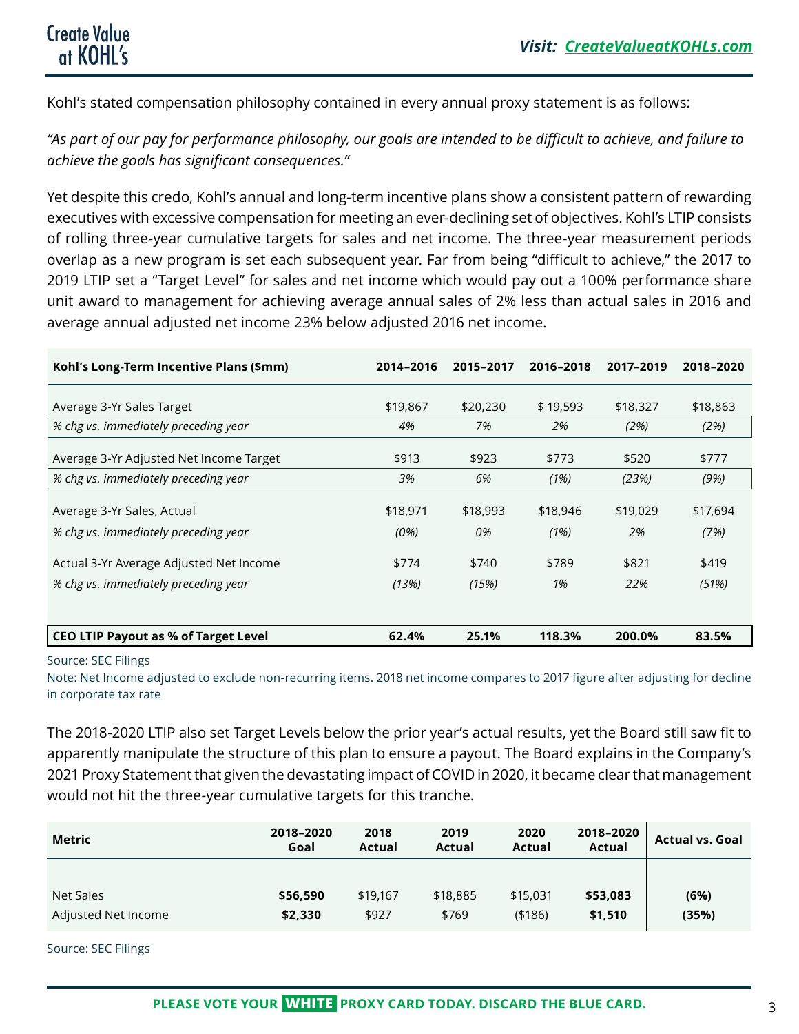Kohl's stated compensation philosophy contained in every annual proxy statement is as follows:

*"As part of our pay for performance philosophy, our goals are intended to be difficult to achieve, and failure to achieve the goals has significant consequences."*

Yet despite this credo, Kohl's annual and long-term incentive plans show a consistent pattern of rewarding executives with excessive compensation for meeting an ever-declining set of objectives. Kohl's LTIP consists of rolling three-year cumulative targets for sales and net income. The three-year measurement periods overlap as a new program is set each subsequent year. Far from being "difficult to achieve," the 2017 to 2019 LTIP set a "Target Level" for sales and net income which would pay out a 100% performance share unit award to management for achieving average annual sales of 2% less than actual sales in 2016 and average annual adjusted net income 23% below adjusted 2016 net income.

| Kohl's Long-Term Incentive Plans ($mm) | 2014–2016 | 2015–2017 | 2016–2018 | 2017–2019 | 2018–2020 |
|---|---|---|---|---|---|
| Average 3-Yr Sales Target | $19,867 | $20,230 | $ 19,593 | $18,327 | $18,863 |
| *% chg vs. immediately preceding year* | *4%* | *7%* | *2%* | *(2%)* | *(2%)* |
| Average 3-Yr Adjusted Net Income Target | $913 | $923 | $773 | $520 | $777 |
| *% chg vs. immediately preceding year* | *3%* | *6%* | *(1%)* | *(23%)* | *(9%)* |
| Average 3-Yr Sales, Actual | $18,971 | $18,993 | $18,946 | $19,029 | $17,694 |
| *% chg vs. immediately preceding year* | *(0%)* | *0%* | *(1%)* | *2%* | *(7%)* |
| Actual 3-Yr Average Adjusted Net Income | $774 | $740 | $789 | $821 | $419 |
| *% chg vs. immediately preceding year* | *(13%)* | *(15%)* | *1%* | *22%* | *(51%)* |
| **CEO LTIP Payout as % of Target Level** | **62.4%** | **25.1%** | **118.3%** | **200.0%** | **83.5%** |

Source: SEC Filings

Note: Net Income adjusted to exclude non-recurring items. 2018 net income compares to 2017 figure after adjusting for decline in corporate tax rate

The 2018-2020 LTIP also set Target Levels below the prior year's actual results, yet the Board still saw fit to apparently manipulate the structure of this plan to ensure a payout. The Board explains in the Company's 2021 Proxy Statement that given the devastating impact of COVID in 2020, it became clear that management would not hit the three-year cumulative targets for this tranche.

| Metric | 2018–2020 Goal | 2018 Actual | 2019 Actual | 2020 Actual | 2018–2020 Actual | Actual vs. Goal |
|---|---|---|---|---|---|---|
| Net Sales | **$56,590** | $19,167 | $18,885 | $15,031 | **$53,083** | **(6%)** |
| Adjusted Net Income | **$2,330** | $927 | $769 | ($186) | **$1,510** | **(35%)** |

Source: SEC Filings

**PLEASE VOTE YOUR WHITE PROXY CARD TODAY. DISCARD THE BLUE CARD.**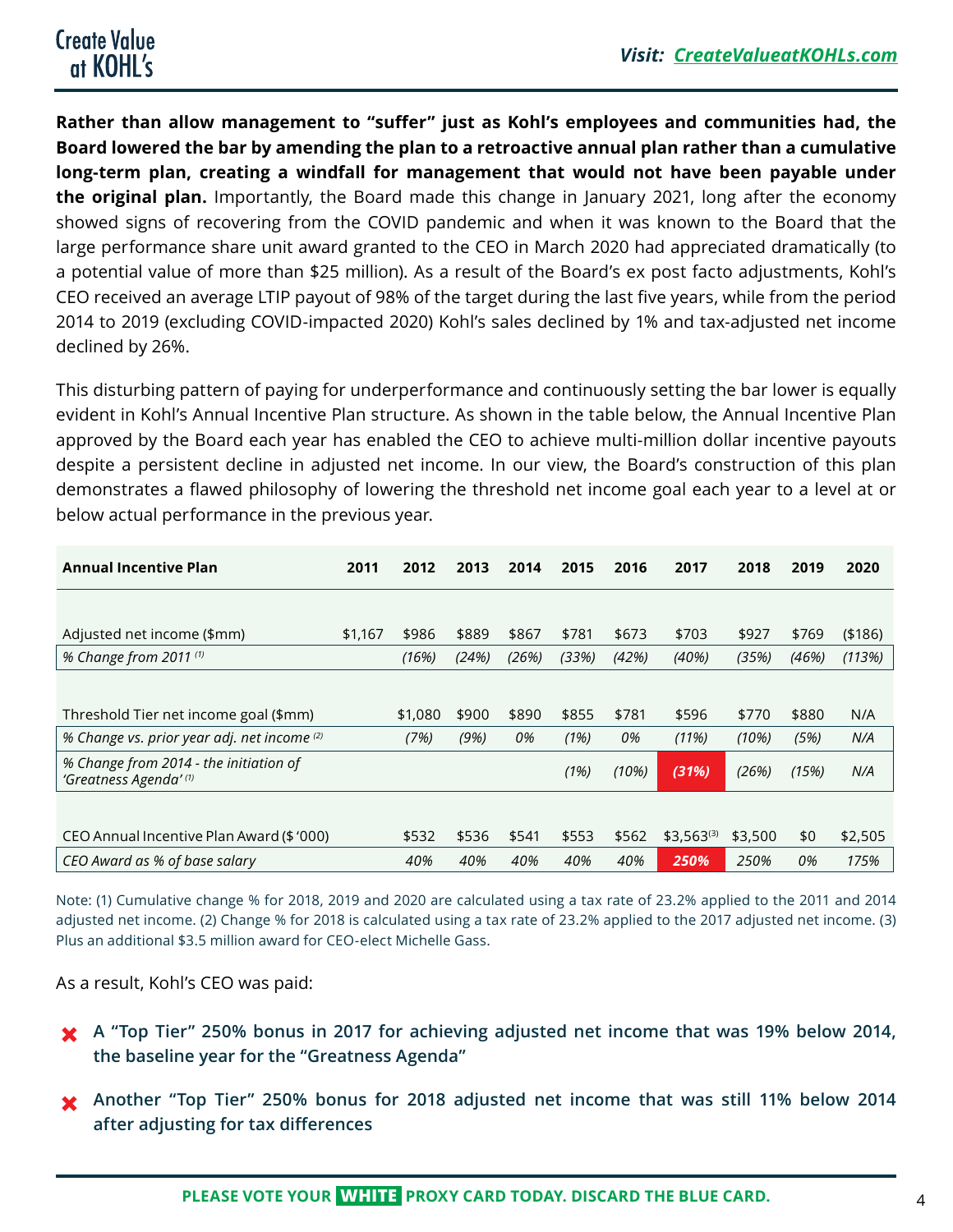**Rather than allow management to "suffer" just as Kohl's employees and communities had, the Board lowered the bar by amending the plan to a retroactive annual plan rather than a cumulative long-term plan, creating a windfall for management that would not have been payable under the original plan.** Importantly, the Board made this change in January 2021, long after the economy showed signs of recovering from the COVID pandemic and when it was known to the Board that the large performance share unit award granted to the CEO in March 2020 had appreciated dramatically (to a potential value of more than $25 million). As a result of the Board's ex post facto adjustments, Kohl's CEO received an average LTIP payout of 98% of the target during the last five years, while from the period 2014 to 2019 (excluding COVID-impacted 2020) Kohl's sales declined by 1% and tax-adjusted net income declined by 26%.

This disturbing pattern of paying for underperformance and continuously setting the bar lower is equally evident in Kohl's Annual Incentive Plan structure. As shown in the table below, the Annual Incentive Plan approved by the Board each year has enabled the CEO to achieve multi-million dollar incentive payouts despite a persistent decline in adjusted net income. In our view, the Board's construction of this plan demonstrates a flawed philosophy of lowering the threshold net income goal each year to a level at or below actual performance in the previous year.

| Annual Incentive Plan | 2011 | 2012 | 2013 | 2014 | 2015 | 2016 | 2017 | 2018 | 2019 | 2020 |
|---|---|---|---|---|---|---|---|---|---|---|
| Adjusted net income ($mm) | $1,167 | $986 | $889 | $867 | $781 | $673 | $703 | $927 | $769 | ($186) |
| *% Change from 2011 (1)* | | *(16%)* | *(24%)* | *(26%)* | *(33%)* | *(42%)* | *(40%)* | *(35%)* | *(46%)* | *(113%)* |
| Threshold Tier net income goal ($mm) | | $1,080 | $900 | $890 | $855 | $781 | $596 | $770 | $880 | N/A |
| *% Change vs. prior year adj. net income (2)* | | *(7%)* | *(9%)* | *0%* | *(1%)* | *0%* | *(11%)* | *(10%)* | *(5%)* | *N/A* |
| *% Change from 2014 - the initiation of 'Greatness Agenda' (1)* | | | | | *(1%)* | *(10%)* | ***(31%)*** | *(26%)* | *(15%)* | *N/A* |
| CEO Annual Incentive Plan Award ($ '000) | | $532 | $536 | $541 | $553 | $562 | $3,563[3] | $3,500 | $0 | $2,505 |
| *CEO Award as % of base salary* | | *40%* | *40%* | *40%* | *40%* | *40%* | ***250%*** | *250%* | *0%* | *175%* |

Note: (1) Cumulative change % for 2018, 2019 and 2020 are calculated using a tax rate of 23.2% applied to the 2011 and 2014 adjusted net income. (2) Change % for 2018 is calculated using a tax rate of 23.2% applied to the 2017 adjusted net income. (3) Plus an additional $3.5 million award for CEO-elect Michelle Gass.

As a result, Kohl's CEO was paid:

- ✖ **A "Top Tier" 250% bonus in 2017 for achieving adjusted net income that was 19% below 2014, the baseline year for the "Greatness Agenda"**
- ✖ **Another "Top Tier" 250% bonus for 2018 adjusted net income that was still 11% below 2014 after adjusting for tax differences**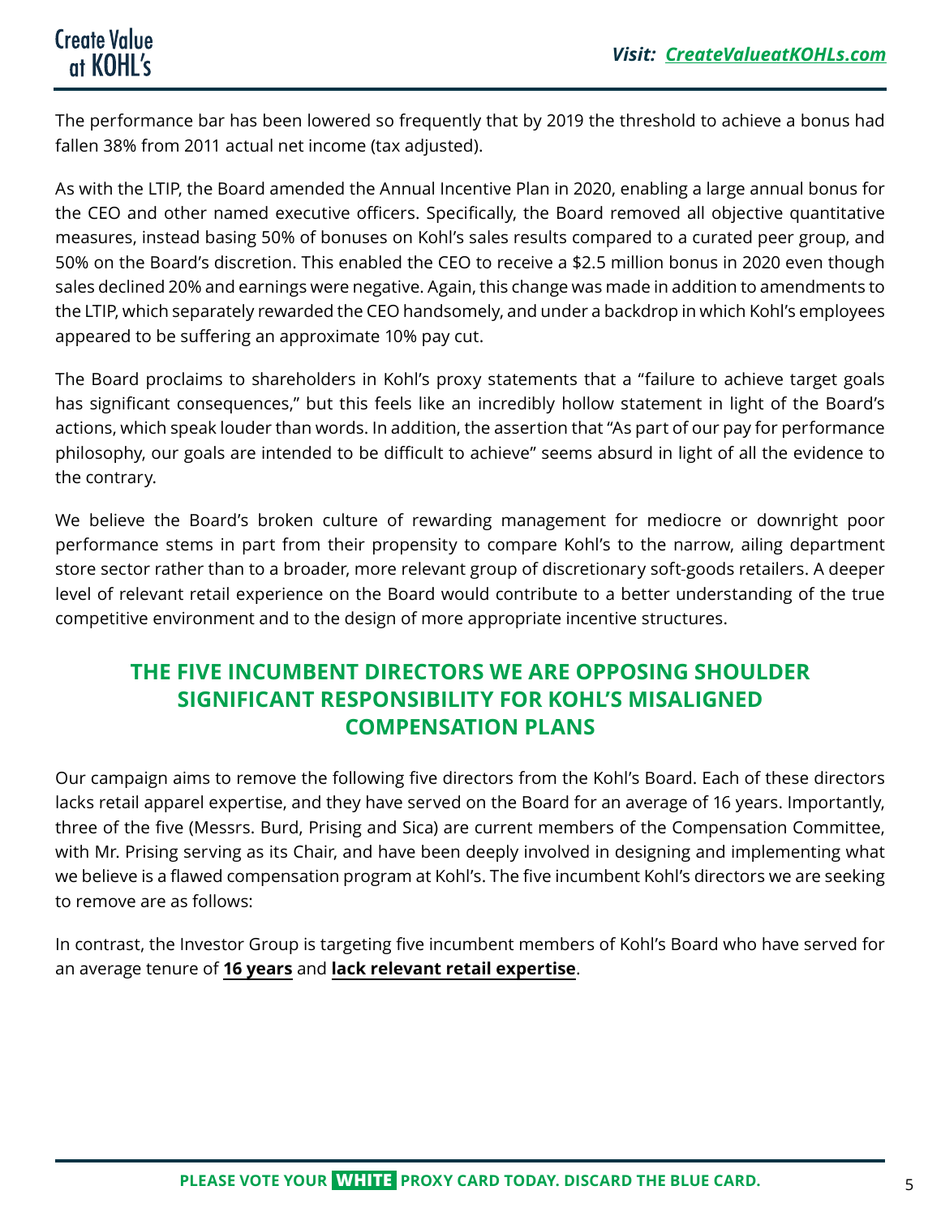The performance bar has been lowered so frequently that by 2019 the threshold to achieve a bonus had fallen 38% from 2011 actual net income (tax adjusted).

As with the LTIP, the Board amended the Annual Incentive Plan in 2020, enabling a large annual bonus for the CEO and other named executive officers. Specifically, the Board removed all objective quantitative measures, instead basing 50% of bonuses on Kohl's sales results compared to a curated peer group, and 50% on the Board's discretion. This enabled the CEO to receive a $2.5 million bonus in 2020 even though sales declined 20% and earnings were negative. Again, this change was made in addition to amendments to the LTIP, which separately rewarded the CEO handsomely, and under a backdrop in which Kohl's employees appeared to be suffering an approximate 10% pay cut.

The Board proclaims to shareholders in Kohl's proxy statements that a "failure to achieve target goals has significant consequences," but this feels like an incredibly hollow statement in light of the Board's actions, which speak louder than words. In addition, the assertion that "As part of our pay for performance philosophy, our goals are intended to be difficult to achieve" seems absurd in light of all the evidence to the contrary.

We believe the Board's broken culture of rewarding management for mediocre or downright poor performance stems in part from their propensity to compare Kohl's to the narrow, ailing department store sector rather than to a broader, more relevant group of discretionary soft-goods retailers. A deeper level of relevant retail experience on the Board would contribute to a better understanding of the true competitive environment and to the design of more appropriate incentive structures.

## THE FIVE INCUMBENT DIRECTORS WE ARE OPPOSING SHOULDER SIGNIFICANT RESPONSIBILITY FOR KOHL'S MISALIGNED COMPENSATION PLANS

Our campaign aims to remove the following five directors from the Kohl's Board. Each of these directors lacks retail apparel expertise, and they have served on the Board for an average of 16 years. Importantly, three of the five (Messrs. Burd, Prising and Sica) are current members of the Compensation Committee, with Mr. Prising serving as its Chair, and have been deeply involved in designing and implementing what we believe is a flawed compensation program at Kohl's. The five incumbent Kohl's directors we are seeking to remove are as follows:

In contrast, the Investor Group is targeting five incumbent members of Kohl's Board who have served for an average tenure of **16 years** and **lack relevant retail expertise**.

**PLEASE VOTE YOUR WHITE PROXY CARD TODAY. DISCARD THE BLUE CARD.**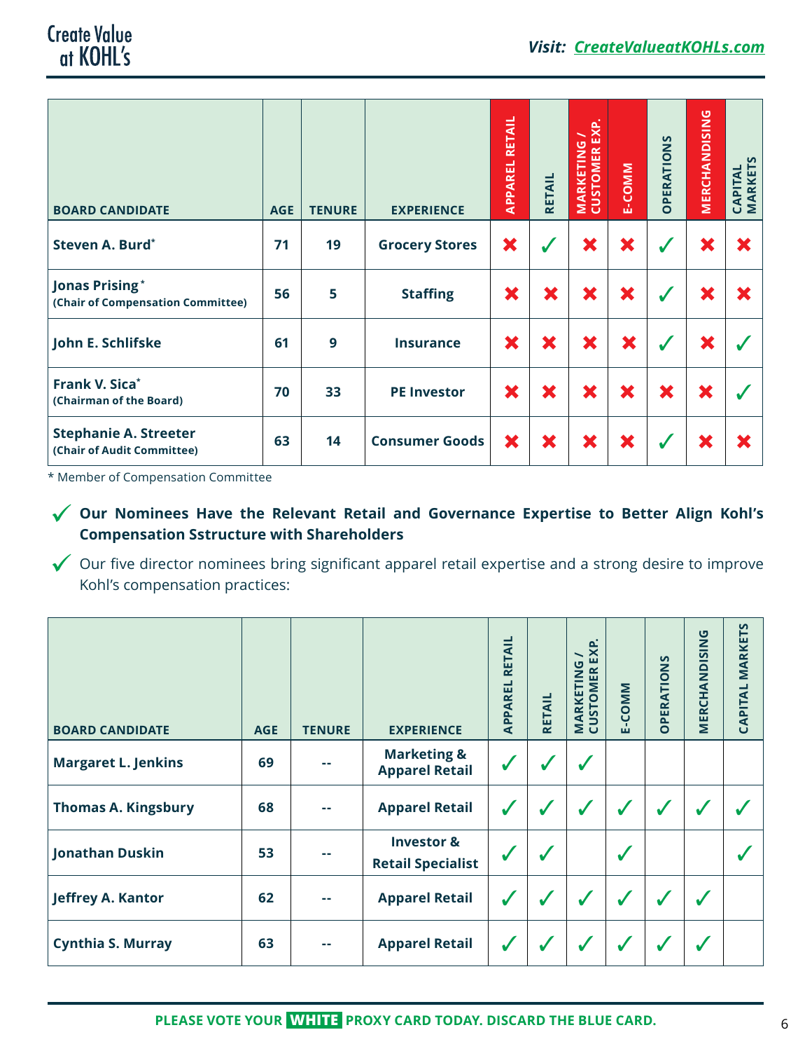**Create Value at KOHL's**

*Visit: CreateValueatKOHLs.com*

| BOARD CANDIDATE | AGE | TENURE | EXPERIENCE | APPAREL RETAIL | RETAIL | MARKETING / CUSTOMER EXP. | E-COMM | OPERATIONS | MERCHANDISING | CAPITAL MARKETS |
|---|---|---|---|---|---|---|---|---|---|---|
| **Steven A. Burd*** | 71 | 19 | Grocery Stores | ✖ | ✓ | ✖ | ✖ | ✓ | ✖ | ✖ |
| **Jonas Prising*** (Chair of Compensation Committee) | 56 | 5 | Staffing | ✖ | ✖ | ✖ | ✖ | ✓ | ✖ | ✖ |
| **John E. Schlifske** | 61 | 9 | Insurance | ✖ | ✖ | ✖ | ✖ | ✓ | ✖ | ✓ |
| **Frank V. Sica*** (Chairman of the Board) | 70 | 33 | PE Investor | ✖ | ✖ | ✖ | ✖ | ✖ | ✖ | ✓ |
| **Stephanie A. Streeter** (Chair of Audit Committee) | 63 | 14 | Consumer Goods | ✖ | ✖ | ✖ | ✖ | ✓ | ✖ | ✖ |

* Member of Compensation Committee

✓ **Our Nominees Have the Relevant Retail and Governance Expertise to Better Align Kohl's Compensation Sstructure with Shareholders**

✓ Our five director nominees bring significant apparel retail expertise and a strong desire to improve Kohl's compensation practices:

| BOARD CANDIDATE | AGE | TENURE | EXPERIENCE | APPAREL RETAIL | RETAIL | MARKETING / CUSTOMER EXP. | E-COMM | OPERATIONS | MERCHANDISING | CAPITAL MARKETS |
|---|---|---|---|---|---|---|---|---|---|---|
| **Margaret L. Jenkins** | 69 | -- | Marketing & Apparel Retail | ✓ | ✓ | ✓ | | | | |
| **Thomas A. Kingsbury** | 68 | -- | Apparel Retail | ✓ | ✓ | ✓ | ✓ | ✓ | ✓ | ✓ |
| **Jonathan Duskin** | 53 | -- | Investor & Retail Specialist | ✓ | ✓ | | ✓ | | | ✓ |
| **Jeffrey A. Kantor** | 62 | -- | Apparel Retail | ✓ | ✓ | ✓ | ✓ | ✓ | ✓ | |
| **Cynthia S. Murray** | 63 | -- | Apparel Retail | ✓ | ✓ | ✓ | ✓ | ✓ | ✓ | |

**PLEASE VOTE YOUR WHITE PROXY CARD TODAY. DISCARD THE BLUE CARD.**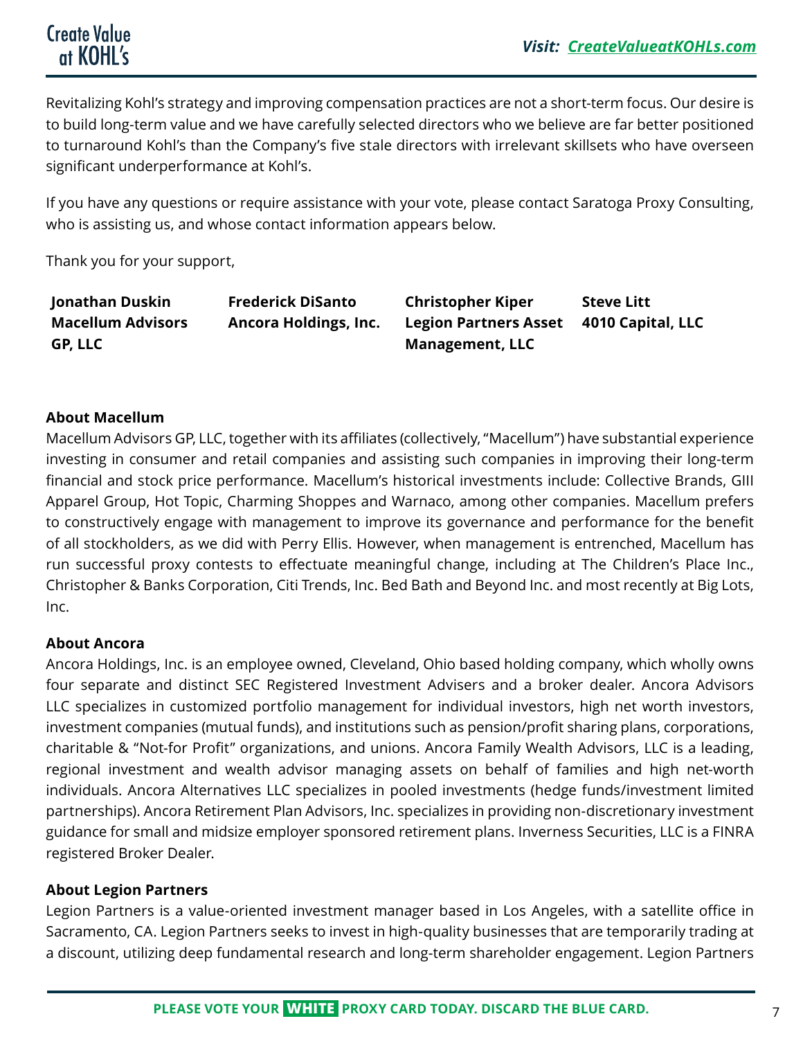Revitalizing Kohl's strategy and improving compensation practices are not a short-term focus. Our desire is to build long-term value and we have carefully selected directors who we believe are far better positioned to turnaround Kohl's than the Company's five stale directors with irrelevant skillsets who have overseen significant underperformance at Kohl's.

If you have any questions or require assistance with your vote, please contact Saratoga Proxy Consulting, who is assisting us, and whose contact information appears below.

Thank you for your support,

| | | | |
|---|---|---|---|
| **Jonathan Duskin** | **Frederick DiSanto** | **Christopher Kiper** | **Steve Litt** |
| **Macellum Advisors GP, LLC** | **Ancora Holdings, Inc.** | **Legion Partners Asset Management, LLC** | **4010 Capital, LLC** |

**About Macellum**

Macellum Advisors GP, LLC, together with its affiliates (collectively, "Macellum") have substantial experience investing in consumer and retail companies and assisting such companies in improving their long-term financial and stock price performance. Macellum's historical investments include: Collective Brands, GIII Apparel Group, Hot Topic, Charming Shoppes and Warnaco, among other companies. Macellum prefers to constructively engage with management to improve its governance and performance for the benefit of all stockholders, as we did with Perry Ellis. However, when management is entrenched, Macellum has run successful proxy contests to effectuate meaningful change, including at The Children's Place Inc., Christopher & Banks Corporation, Citi Trends, Inc. Bed Bath and Beyond Inc. and most recently at Big Lots, Inc.

**About Ancora**

Ancora Holdings, Inc. is an employee owned, Cleveland, Ohio based holding company, which wholly owns four separate and distinct SEC Registered Investment Advisers and a broker dealer. Ancora Advisors LLC specializes in customized portfolio management for individual investors, high net worth investors, investment companies (mutual funds), and institutions such as pension/profit sharing plans, corporations, charitable & "Not-for Profit" organizations, and unions. Ancora Family Wealth Advisors, LLC is a leading, regional investment and wealth advisor managing assets on behalf of families and high net-worth individuals. Ancora Alternatives LLC specializes in pooled investments (hedge funds/investment limited partnerships). Ancora Retirement Plan Advisors, Inc. specializes in providing non-discretionary investment guidance for small and midsize employer sponsored retirement plans. Inverness Securities, LLC is a FINRA registered Broker Dealer.

**About Legion Partners**

Legion Partners is a value-oriented investment manager based in Los Angeles, with a satellite office in Sacramento, CA. Legion Partners seeks to invest in high-quality businesses that are temporarily trading at a discount, utilizing deep fundamental research and long-term shareholder engagement. Legion Partners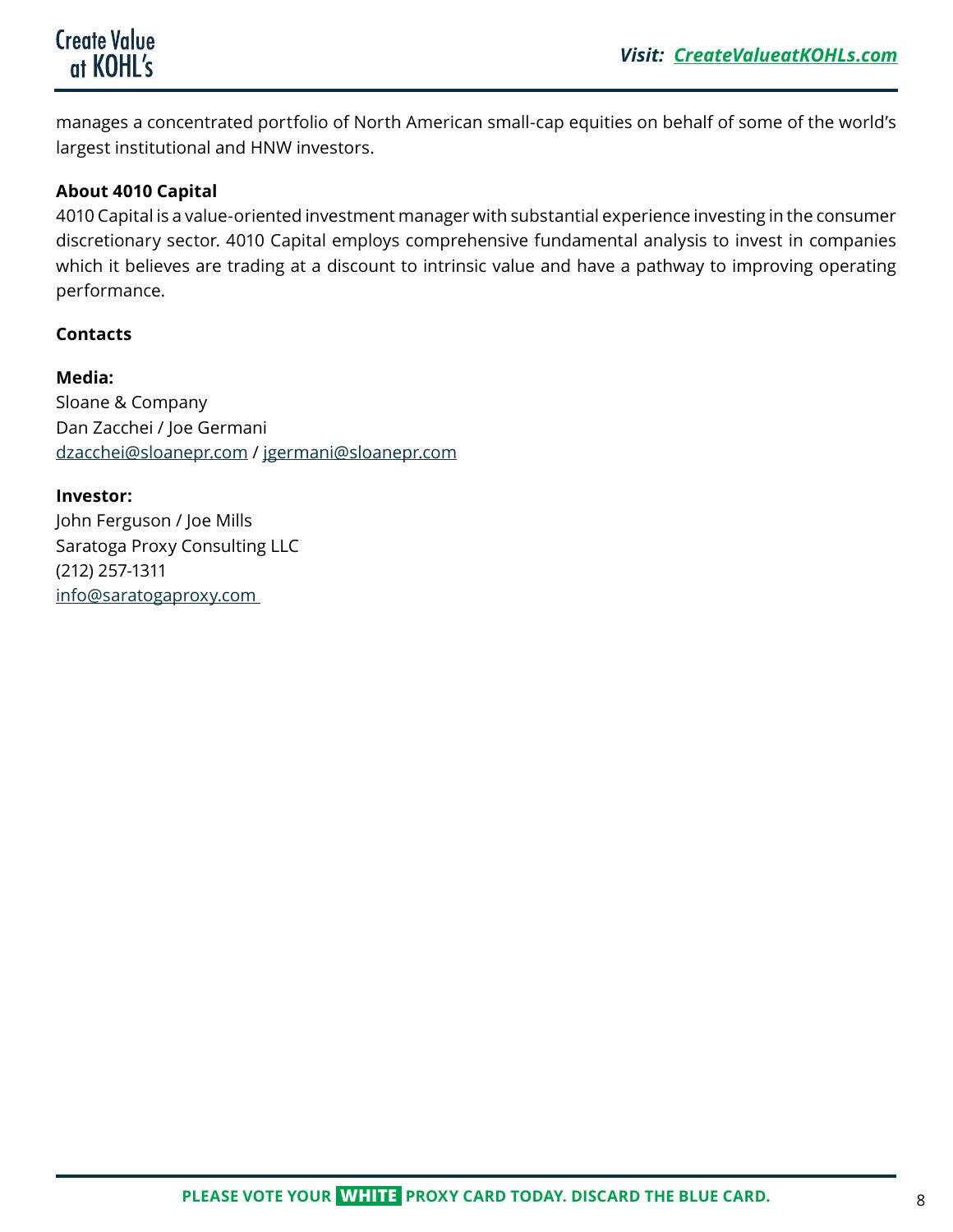manages a concentrated portfolio of North American small-cap equities on behalf of some of the world's largest institutional and HNW investors.

**About 4010 Capital**

4010 Capital is a value-oriented investment manager with substantial experience investing in the consumer discretionary sector. 4010 Capital employs comprehensive fundamental analysis to invest in companies which it believes are trading at a discount to intrinsic value and have a pathway to improving operating performance.

**Contacts**

**Media:**
Sloane & Company
Dan Zacchei / Joe Germani
dzacchei@sloanepr.com / jgermani@sloanepr.com

**Investor:**
John Ferguson / Joe Mills
Saratoga Proxy Consulting LLC
(212) 257-1311
info@saratogaproxy.com

**PLEASE VOTE YOUR WHITE PROXY CARD TODAY. DISCARD THE BLUE CARD.**